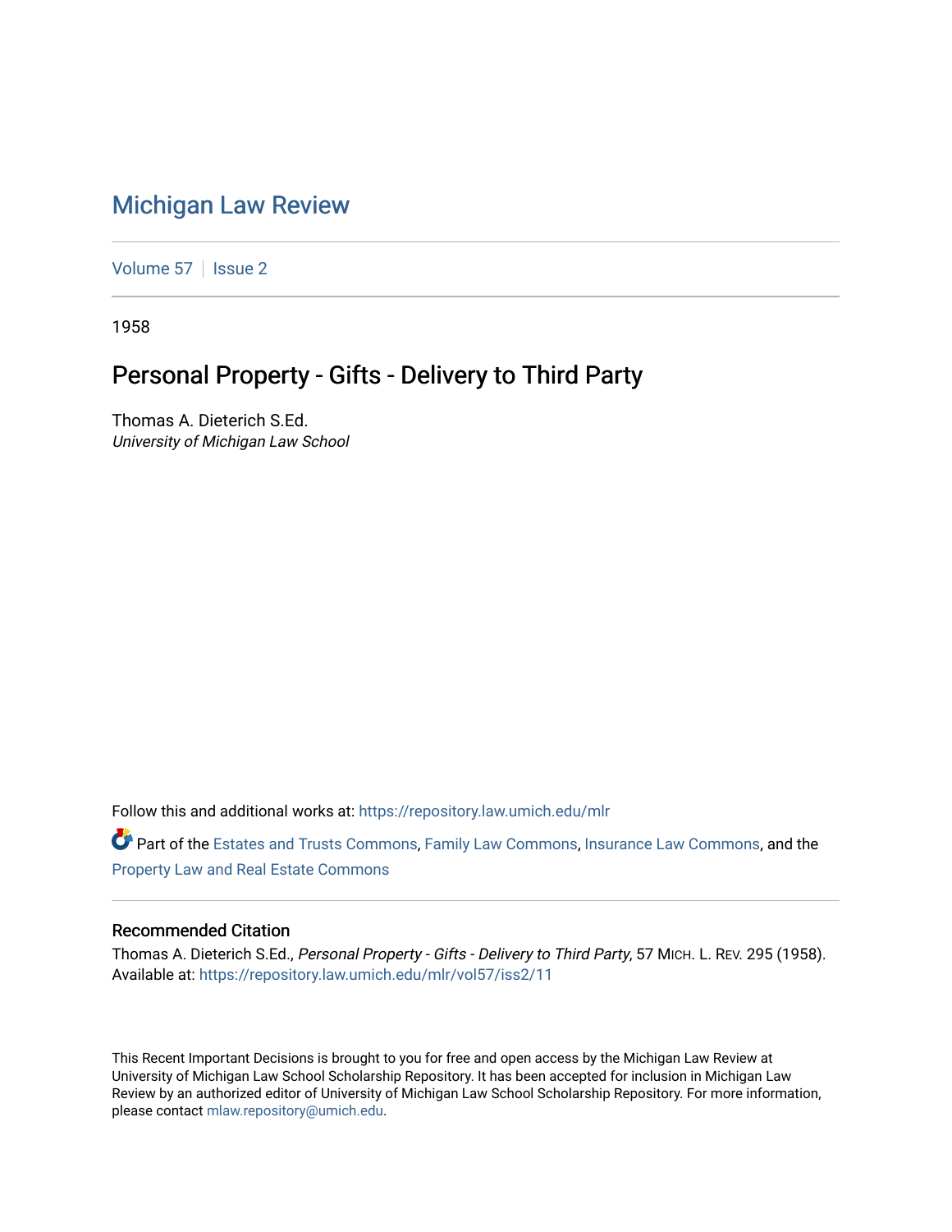# Michigan Law Review

Volume 57 | Issue 2

1958

## Personal Property - Gifts - Delivery to Third Party

Thomas A. Dieterich S.Ed.
*University of Michigan Law School*

Follow this and additional works at: https://repository.law.umich.edu/mlr

Part of the Estates and Trusts Commons, Family Law Commons, Insurance Law Commons, and the Property Law and Real Estate Commons

### Recommended Citation

Thomas A. Dieterich S.Ed., *Personal Property - Gifts - Delivery to Third Party*, 57 MICH. L. REV. 295 (1958).
Available at: https://repository.law.umich.edu/mlr/vol57/iss2/11

This Recent Important Decisions is brought to you for free and open access by the Michigan Law Review at University of Michigan Law School Scholarship Repository. It has been accepted for inclusion in Michigan Law Review by an authorized editor of University of Michigan Law School Scholarship Repository. For more information, please contact mlaw.repository@umich.edu.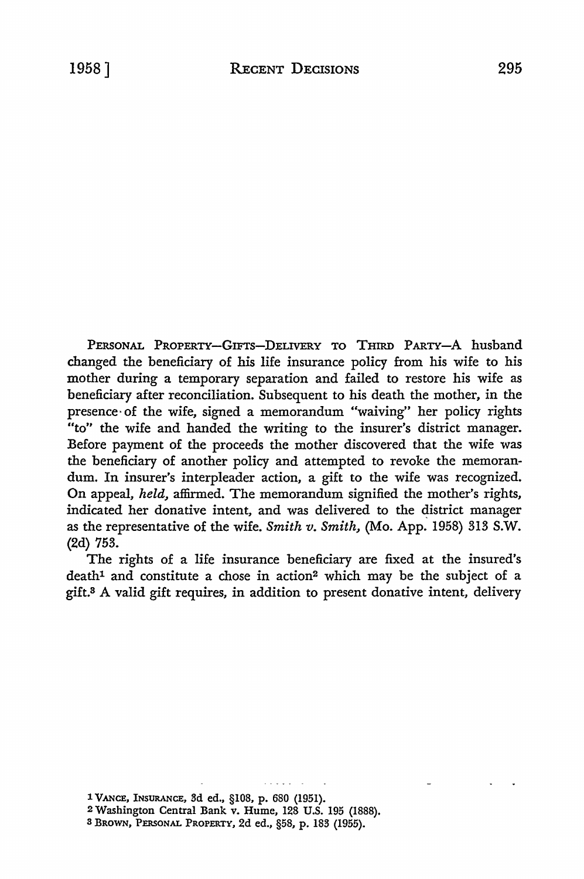PERSONAL PROPERTY—GIFTS—DELIVERY TO THIRD PARTY—A husband changed the beneficiary of his life insurance policy from his wife to his mother during a temporary separation and failed to restore his wife as beneficiary after reconciliation. Subsequent to his death the mother, in the presence of the wife, signed a memorandum "waiving" her policy rights "to" the wife and handed the writing to the insurer's district manager. Before payment of the proceeds the mother discovered that the wife was the beneficiary of another policy and attempted to revoke the memorandum. In insurer's interpleader action, a gift to the wife was recognized. On appeal, *held,* affirmed. The memorandum signified the mother's rights, indicated her donative intent, and was delivered to the district manager as the representative of the wife. *Smith v. Smith,* (Mo. App. 1958) 313 S.W. (2d) 753.

The rights of a life insurance beneficiary are fixed at the insured's death[1] and constitute a chose in action[2] which may be the subject of a gift.[3] A valid gift requires, in addition to present donative intent, delivery

---

[1] VANCE, INSURANCE, 3d ed., §108, p. 680 (1951).

[2] Washington Central Bank v. Hume, 128 U.S. 195 (1888).

[3] BROWN, PERSONAL PROPERTY, 2d ed., §58, p. 183 (1955).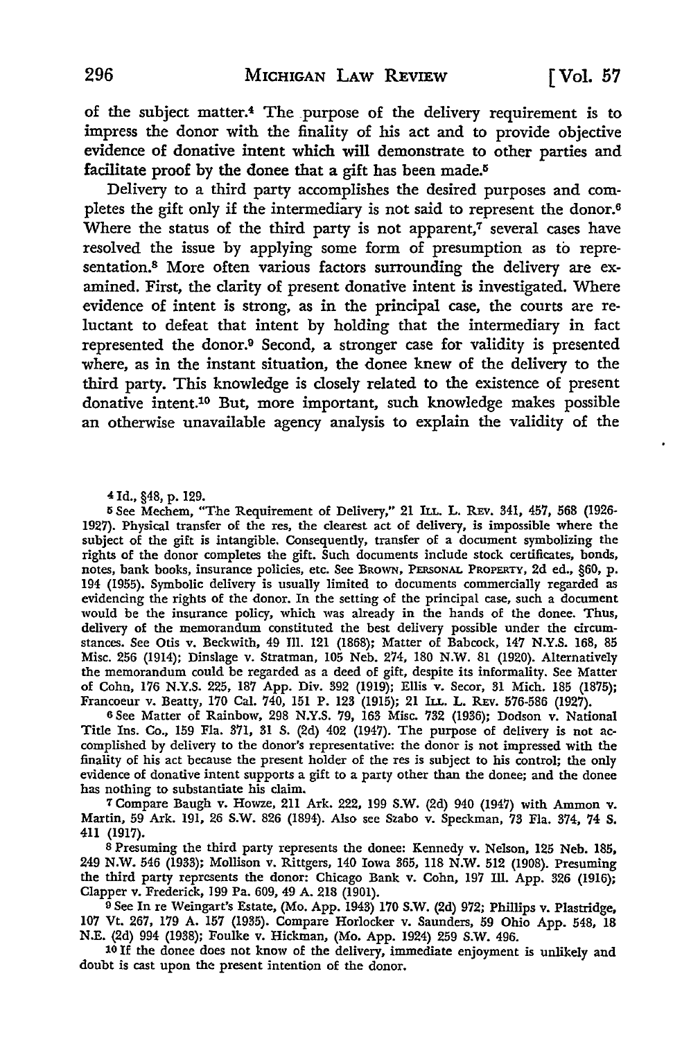of the subject matter.[4] The purpose of the delivery requirement is to impress the donor with the finality of his act and to provide objective evidence of donative intent which will demonstrate to other parties and facilitate proof by the donee that a gift has been made.[5]

Delivery to a third party accomplishes the desired purposes and completes the gift only if the intermediary is not said to represent the donor.[6] Where the status of the third party is not apparent,[7] several cases have resolved the issue by applying some form of presumption as to representation.[8] More often various factors surrounding the delivery are examined. First, the clarity of present donative intent is investigated. Where evidence of intent is strong, as in the principal case, the courts are reluctant to defeat that intent by holding that the intermediary in fact represented the donor.[9] Second, a stronger case for validity is presented where, as in the instant situation, the donee knew of the delivery to the third party. This knowledge is closely related to the existence of present donative intent.[10] But, more important, such knowledge makes possible an otherwise unavailable agency analysis to explain the validity of the

---

[4] Id., §48, p. 129.

[5] See Mechem, "The Requirement of Delivery," 21 ILL. L. REV. 341, 457, 568 (1926-1927). Physical transfer of the res, the clearest act of delivery, is impossible where the subject of the gift is intangible. Consequently, transfer of a document symbolizing the rights of the donor completes the gift. Such documents include stock certificates, bonds, notes, bank books, insurance policies, etc. See BROWN, PERSONAL PROPERTY, 2d ed., §60, p. 194 (1955). Symbolic delivery is usually limited to documents commercially regarded as evidencing the rights of the donor. In the setting of the principal case, such a document would be the insurance policy, which was already in the hands of the donee. Thus, delivery of the memorandum constituted the best delivery possible under the circumstances. See Otis v. Beckwith, 49 Ill. 121 (1868); Matter of Babcock, 147 N.Y.S. 168, 85 Misc. 256 (1914); Dinslage v. Stratman, 105 Neb. 274, 180 N.W. 81 (1920). Alternatively the memorandum could be regarded as a deed of gift, despite its informality. See Matter of Cohn, 176 N.Y.S. 225, 187 App. Div. 392 (1919); Ellis v. Secor, 31 Mich. 185 (1875); Francoeur v. Beatty, 170 Cal. 740, 151 P. 123 (1915); 21 ILL. L. REV. 576-586 (1927).

[6] See Matter of Rainbow, 298 N.Y.S. 79, 163 Misc. 732 (1936); Dodson v. National Title Ins. Co., 159 Fla. 371, 31 S. (2d) 402 (1947). The purpose of delivery is not accomplished by delivery to the donor's representative: the donor is not impressed with the finality of his act because the present holder of the res is subject to his control; the only evidence of donative intent supports a gift to a party other than the donee; and the donee has nothing to substantiate his claim.

[7] Compare Baugh v. Howze, 211 Ark. 222, 199 S.W. (2d) 940 (1947) with Ammon v. Martin, 59 Ark. 191, 26 S.W. 826 (1894). Also see Szabo v. Speckman, 73 Fla. 374, 74 S. 411 (1917).

[8] Presuming the third party represents the donee: Kennedy v. Nelson, 125 Neb. 185, 249 N.W. 546 (1933); Mollison v. Rittgers, 140 Iowa 365, 118 N.W. 512 (1908). Presuming the third party represents the donor: Chicago Bank v. Cohn, 197 Ill. App. 326 (1916); Clapper v. Frederick, 199 Pa. 609, 49 A. 218 (1901).

[9] See In re Weingart's Estate, (Mo. App. 1943) 170 S.W. (2d) 972; Phillips v. Plastridge, 107 Vt. 267, 179 A. 157 (1935). Compare Horlocker v. Saunders, 59 Ohio App. 548, 18 N.E. (2d) 994 (1938); Foulke v. Hickman, (Mo. App. 1924) 259 S.W. 496.

[10] If the donee does not know of the delivery, immediate enjoyment is unlikely and doubt is cast upon the present intention of the donor.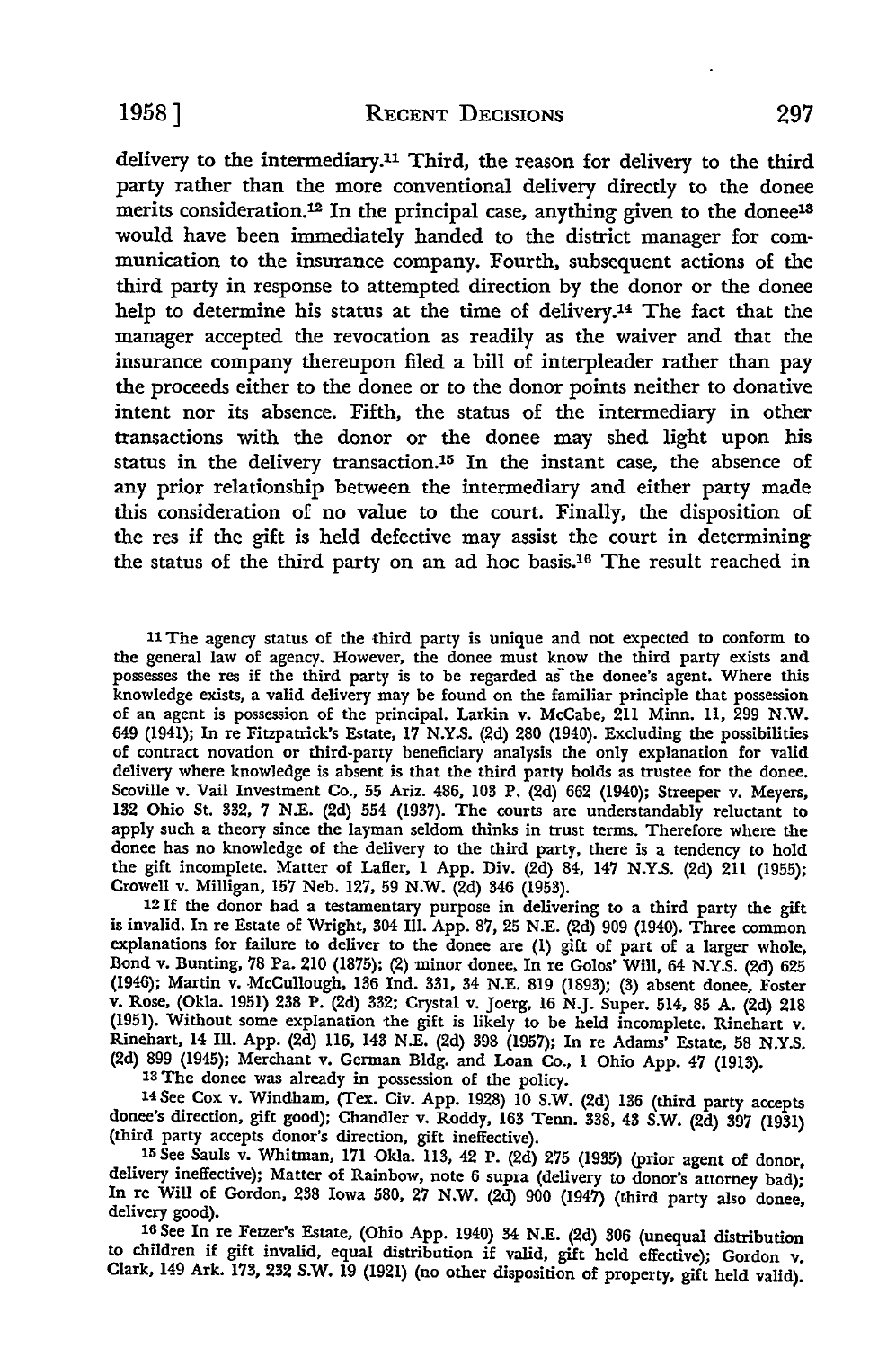delivery to the intermediary.[11] Third, the reason for delivery to the third party rather than the more conventional delivery directly to the donee merits consideration.[12] In the principal case, anything given to the donee[13] would have been immediately handed to the district manager for communication to the insurance company. Fourth, subsequent actions of the third party in response to attempted direction by the donor or the donee help to determine his status at the time of delivery.[14] The fact that the manager accepted the revocation as readily as the waiver and that the insurance company thereupon filed a bill of interpleader rather than pay the proceeds either to the donee or to the donor points neither to donative intent nor its absence. Fifth, the status of the intermediary in other transactions with the donor or the donee may shed light upon his status in the delivery transaction.[15] In the instant case, the absence of any prior relationship between the intermediary and either party made this consideration of no value to the court. Finally, the disposition of the res if the gift is held defective may assist the court in determining the status of the third party on an ad hoc basis.[16] The result reached in

[11] The agency status of the third party is unique and not expected to conform to the general law of agency. However, the donee must know the third party exists and possesses the res if the third party is to be regarded as the donee's agent. Where this knowledge exists, a valid delivery may be found on the familiar principle that possession of an agent is possession of the principal. Larkin v. McCabe, 211 Minn. 11, 299 N.W. 649 (1941); In re Fitzpatrick's Estate, 17 N.Y.S. (2d) 280 (1940). Excluding the possibilities of contract novation or third-party beneficiary analysis the only explanation for valid delivery where knowledge is absent is that the third party holds as trustee for the donee. Scoville v. Vail Investment Co., 55 Ariz. 486, 103 P. (2d) 662 (1940); Streeper v. Meyers, 132 Ohio St. 332, 7 N.E. (2d) 554 (1937). The courts are understandably reluctant to apply such a theory since the layman seldom thinks in trust terms. Therefore where the donee has no knowledge of the delivery to the third party, there is a tendency to hold the gift incomplete. Matter of Lafler, 1 App. Div. (2d) 84, 147 N.Y.S. (2d) 211 (1955); Crowell v. Milligan, 157 Neb. 127, 59 N.W. (2d) 346 (1953).

[12] If the donor had a testamentary purpose in delivering to a third party the gift is invalid. In re Estate of Wright, 304 Ill. App. 87, 25 N.E. (2d) 909 (1940). Three common explanations for failure to deliver to the donee are (1) gift of part of a larger whole, Bond v. Bunting, 78 Pa. 210 (1875); (2) minor donee, In re Golos' Will, 64 N.Y.S. (2d) 625 (1946); Martin v. McCullough, 136 Ind. 331, 34 N.E. 819 (1893); (3) absent donee, Foster v. Rose, (Okla. 1951) 238 P. (2d) 332; Crystal v. Joerg, 16 N.J. Super. 514, 85 A. (2d) 218 (1951). Without some explanation the gift is likely to be held incomplete. Rinehart v. Rinehart, 14 Ill. App. (2d) 116, 143 N.E. (2d) 398 (1957); In re Adams' Estate, 58 N.Y.S. (2d) 899 (1945); Merchant v. German Bldg. and Loan Co., 1 Ohio App. 47 (1913).

[13] The donee was already in possession of the policy.

[14] See Cox v. Windham, (Tex. Civ. App. 1928) 10 S.W. (2d) 136 (third party accepts donee's direction, gift good); Chandler v. Roddy, 163 Tenn. 338, 43 S.W. (2d) 397 (1931) (third party accepts donor's direction, gift ineffective).

[15] See Sauls v. Whitman, 171 Okla. 113, 42 P. (2d) 275 (1935) (prior agent of donor, delivery ineffective); Matter of Rainbow, note 6 supra (delivery to donor's attorney bad); In re Will of Gordon, 238 Iowa 580, 27 N.W. (2d) 900 (1947) (third party also donee, delivery good).

[16] See In re Fetzer's Estate, (Ohio App. 1940) 34 N.E. (2d) 306 (unequal distribution to children if gift invalid, equal distribution if valid, gift held effective); Gordon v. Clark, 149 Ark. 173, 232 S.W. 19 (1921) (no other disposition of property, gift held valid).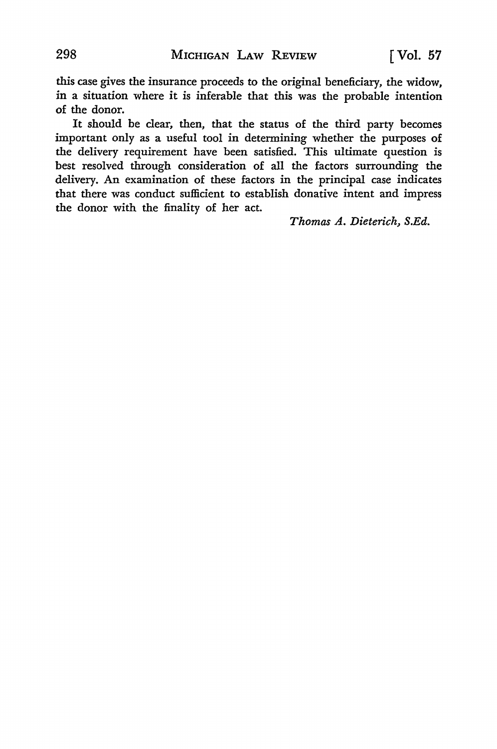this case gives the insurance proceeds to the original beneficiary, the widow, in a situation where it is inferable that this was the probable intention of the donor.

It should be clear, then, that the status of the third party becomes important only as a useful tool in determining whether the purposes of the delivery requirement have been satisfied. This ultimate question is best resolved through consideration of all the factors surrounding the delivery. An examination of these factors in the principal case indicates that there was conduct sufficient to establish donative intent and impress the donor with the finality of her act.

*Thomas A. Dieterich, S.Ed.*